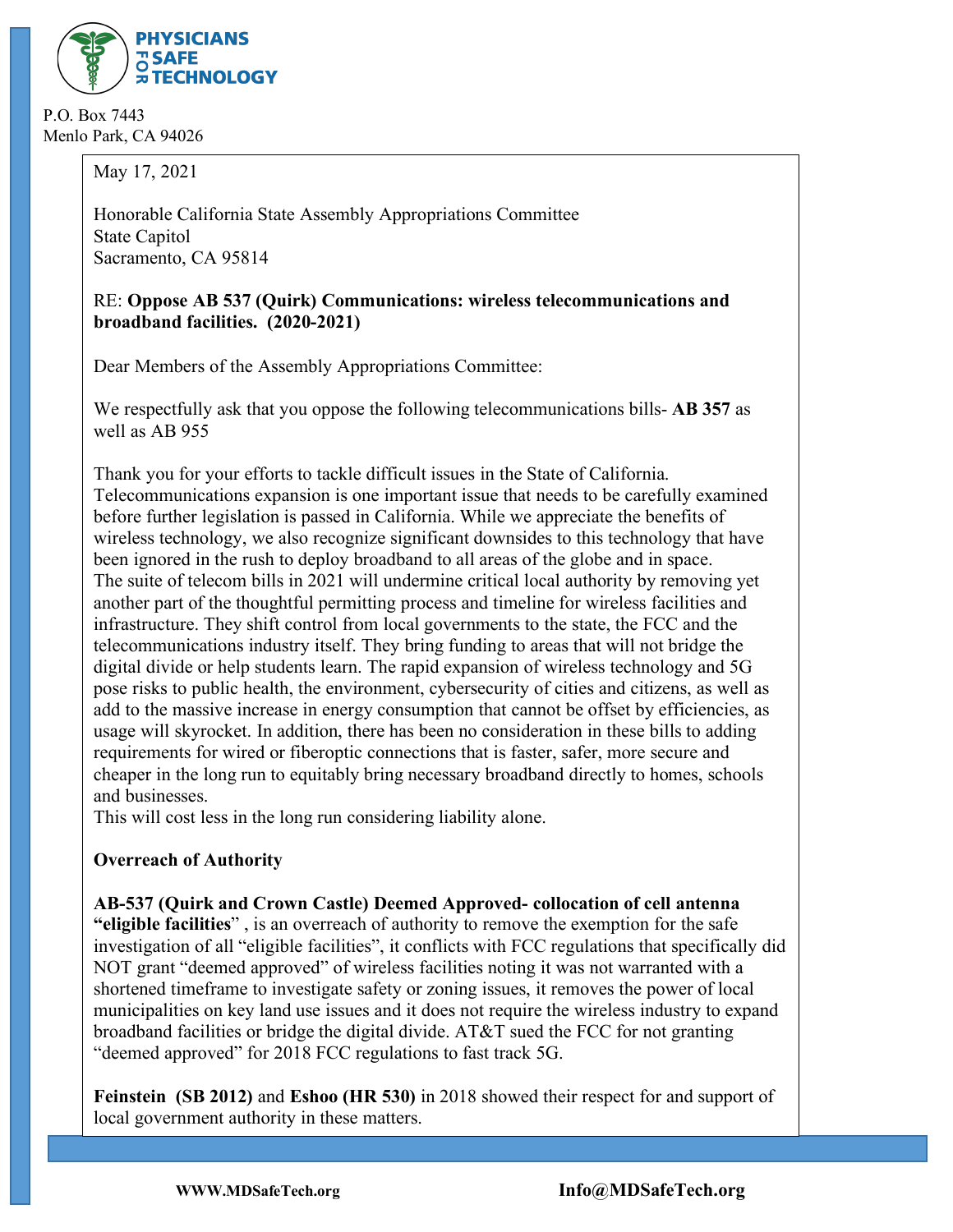**PHYSICIANS FOR SAFE TECHNOLOGY**

P.O. Box 7443
Menlo Park, CA 94026

May 17, 2021

Honorable California State Assembly Appropriations Committee
State Capitol
Sacramento, CA 95814

RE: **Oppose AB 537 (Quirk) Communications: wireless telecommunications and broadband facilities. (2020-2021)**

Dear Members of the Assembly Appropriations Committee:

We respectfully ask that you oppose the following telecommunications bills- **AB 357** as well as AB 955

Thank you for your efforts to tackle difficult issues in the State of California. Telecommunications expansion is one important issue that needs to be carefully examined before further legislation is passed in California. While we appreciate the benefits of wireless technology, we also recognize significant downsides to this technology that have been ignored in the rush to deploy broadband to all areas of the globe and in space. The suite of telecom bills in 2021 will undermine critical local authority by removing yet another part of the thoughtful permitting process and timeline for wireless facilities and infrastructure. They shift control from local governments to the state, the FCC and the telecommunications industry itself. They bring funding to areas that will not bridge the digital divide or help students learn. The rapid expansion of wireless technology and 5G pose risks to public health, the environment, cybersecurity of cities and citizens, as well as add to the massive increase in energy consumption that cannot be offset by efficiencies, as usage will skyrocket. In addition, there has been no consideration in these bills to adding requirements for wired or fiberoptic connections that is faster, safer, more secure and cheaper in the long run to equitably bring necessary broadband directly to homes, schools and businesses.
This will cost less in the long run considering liability alone.

**Overreach of Authority**

**AB-537 (Quirk and Crown Castle) Deemed Approved- collocation of cell antenna "eligible facilities"** , is an overreach of authority to remove the exemption for the safe investigation of all "eligible facilities", it conflicts with FCC regulations that specifically did NOT grant "deemed approved" of wireless facilities noting it was not warranted with a shortened timeframe to investigate safety or zoning issues, it removes the power of local municipalities on key land use issues and it does not require the wireless industry to expand broadband facilities or bridge the digital divide. AT&T sued the FCC for not granting "deemed approved" for 2018 FCC regulations to fast track 5G.

**Feinstein (SB 2012)** and **Eshoo (HR 530)** in 2018 showed their respect for and support of local government authority in these matters.

WWW.MDSafeTech.org Info@MDSafeTech.org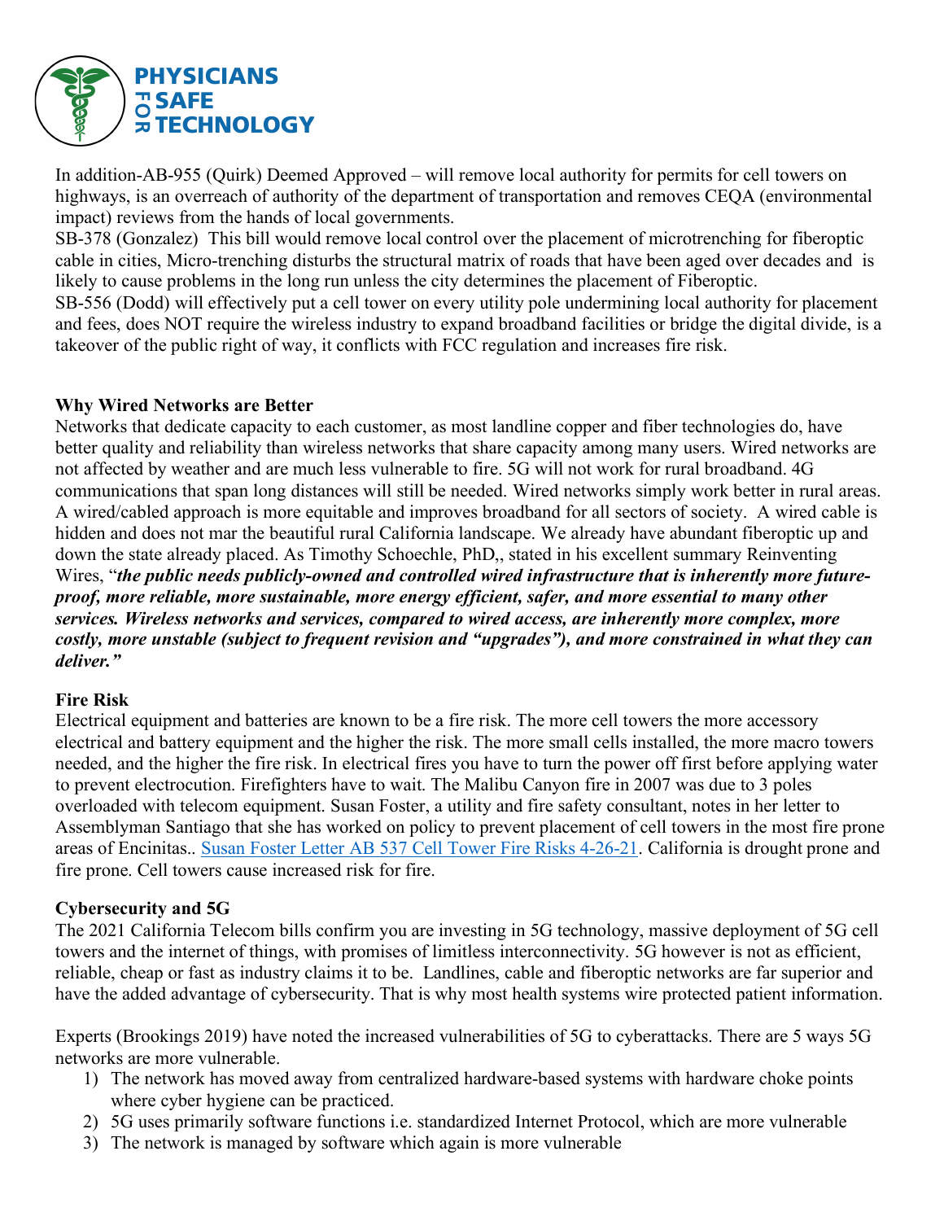In addition-AB-955 (Quirk) Deemed Approved – will remove local authority for permits for cell towers on highways, is an overreach of authority of the department of transportation and removes CEQA (environmental impact) reviews from the hands of local governments.

SB-378 (Gonzalez) This bill would remove local control over the placement of microtrenching for fiberoptic cable in cities, Micro-trenching disturbs the structural matrix of roads that have been aged over decades and is likely to cause problems in the long run unless the city determines the placement of Fiberoptic.

SB-556 (Dodd) will effectively put a cell tower on every utility pole undermining local authority for placement and fees, does NOT require the wireless industry to expand broadband facilities or bridge the digital divide, is a takeover of the public right of way, it conflicts with FCC regulation and increases fire risk.

## Why Wired Networks are Better

Networks that dedicate capacity to each customer, as most landline copper and fiber technologies do, have better quality and reliability than wireless networks that share capacity among many users. Wired networks are not affected by weather and are much less vulnerable to fire. 5G will not work for rural broadband. 4G communications that span long distances will still be needed. Wired networks simply work better in rural areas. A wired/cabled approach is more equitable and improves broadband for all sectors of society. A wired cable is hidden and does not mar the beautiful rural California landscape. We already have abundant fiberoptic up and down the state already placed. As Timothy Schoechle, PhD,, stated in his excellent summary Reinventing Wires, "***the public needs publicly-owned and controlled wired infrastructure that is inherently more future-proof, more reliable, more sustainable, more energy efficient, safer, and more essential to many other services. Wireless networks and services, compared to wired access, are inherently more complex, more costly, more unstable (subject to frequent revision and "upgrades"), and more constrained in what they can deliver."***

## Fire Risk

Electrical equipment and batteries are known to be a fire risk. The more cell towers the more accessory electrical and battery equipment and the higher the risk. The more small cells installed, the more macro towers needed, and the higher the fire risk. In electrical fires you have to turn the power off first before applying water to prevent electrocution. Firefighters have to wait. The Malibu Canyon fire in 2007 was due to 3 poles overloaded with telecom equipment. Susan Foster, a utility and fire safety consultant, notes in her letter to Assemblyman Santiago that she has worked on policy to prevent placement of cell towers in the most fire prone areas of Encinitas.. Susan Foster Letter AB 537 Cell Tower Fire Risks 4-26-21. California is drought prone and fire prone. Cell towers cause increased risk for fire.

## Cybersecurity and 5G

The 2021 California Telecom bills confirm you are investing in 5G technology, massive deployment of 5G cell towers and the internet of things, with promises of limitless interconnectivity. 5G however is not as efficient, reliable, cheap or fast as industry claims it to be. Landlines, cable and fiberoptic networks are far superior and have the added advantage of cybersecurity. That is why most health systems wire protected patient information.

Experts (Brookings 2019) have noted the increased vulnerabilities of 5G to cyberattacks. There are 5 ways 5G networks are more vulnerable.

1) The network has moved away from centralized hardware-based systems with hardware choke points where cyber hygiene can be practiced.
2) 5G uses primarily software functions i.e. standardized Internet Protocol, which are more vulnerable
3) The network is managed by software which again is more vulnerable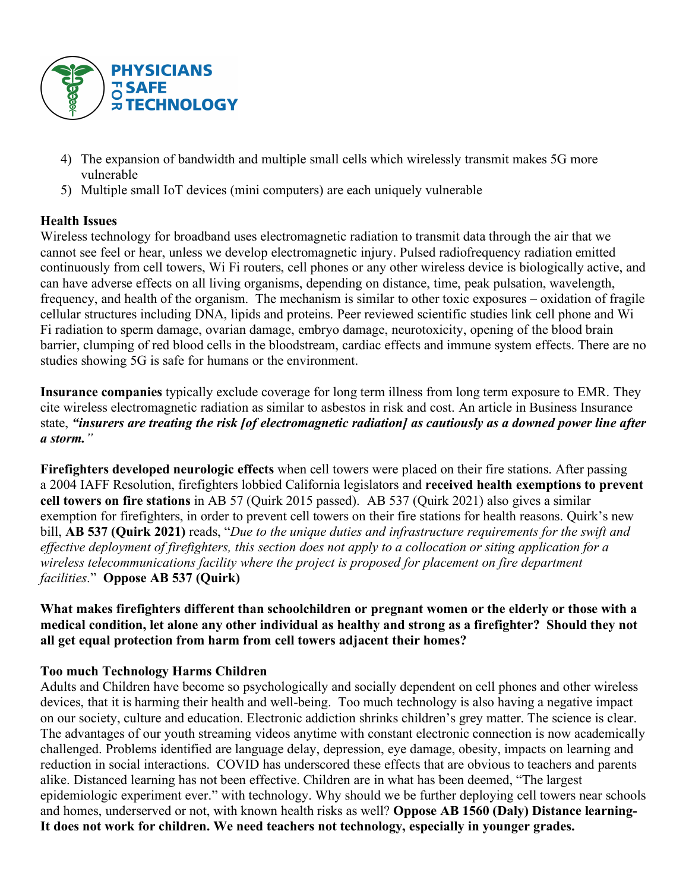4) The expansion of bandwidth and multiple small cells which wirelessly transmit makes 5G more vulnerable
5) Multiple small IoT devices (mini computers) are each uniquely vulnerable

**Health Issues**
Wireless technology for broadband uses electromagnetic radiation to transmit data through the air that we cannot see feel or hear, unless we develop electromagnetic injury. Pulsed radiofrequency radiation emitted continuously from cell towers, Wi Fi routers, cell phones or any other wireless device is biologically active, and can have adverse effects on all living organisms, depending on distance, time, peak pulsation, wavelength, frequency, and health of the organism. The mechanism is similar to other toxic exposures – oxidation of fragile cellular structures including DNA, lipids and proteins. Peer reviewed scientific studies link cell phone and Wi Fi radiation to sperm damage, ovarian damage, embryo damage, neurotoxicity, opening of the blood brain barrier, clumping of red blood cells in the bloodstream, cardiac effects and immune system effects. There are no studies showing 5G is safe for humans or the environment.

**Insurance companies** typically exclude coverage for long term illness from long term exposure to EMR. They cite wireless electromagnetic radiation as similar to asbestos in risk and cost. An article in Business Insurance state, ***"insurers are treating the risk [of electromagnetic radiation] as cautiously as a downed power line after a storm."***

**Firefighters developed neurologic effects** when cell towers were placed on their fire stations. After passing a 2004 IAFF Resolution, firefighters lobbied California legislators and **received health exemptions to prevent cell towers on fire stations** in AB 57 (Quirk 2015 passed). AB 537 (Quirk 2021) also gives a similar exemption for firefighters, in order to prevent cell towers on their fire stations for health reasons. Quirk's new bill, **AB 537 (Quirk 2021)** reads, "*Due to the unique duties and infrastructure requirements for the swift and effective deployment of firefighters, this section does not apply to a collocation or siting application for a wireless telecommunications facility where the project is proposed for placement on fire department facilities*." **Oppose AB 537 (Quirk)**

**What makes firefighters different than schoolchildren or pregnant women or the elderly or those with a medical condition, let alone any other individual as healthy and strong as a firefighter? Should they not all get equal protection from harm from cell towers adjacent their homes?**

**Too much Technology Harms Children**
Adults and Children have become so psychologically and socially dependent on cell phones and other wireless devices, that it is harming their health and well-being. Too much technology is also having a negative impact on our society, culture and education. Electronic addiction shrinks children's grey matter. The science is clear. The advantages of our youth streaming videos anytime with constant electronic connection is now academically challenged. Problems identified are language delay, depression, eye damage, obesity, impacts on learning and reduction in social interactions. COVID has underscored these effects that are obvious to teachers and parents alike. Distanced learning has not been effective. Children are in what has been deemed, "The largest epidemiologic experiment ever." with technology. Why should we be further deploying cell towers near schools and homes, underserved or not, with known health risks as well? **Oppose AB 1560 (Daly) Distance learning- It does not work for children. We need teachers not technology, especially in younger grades.**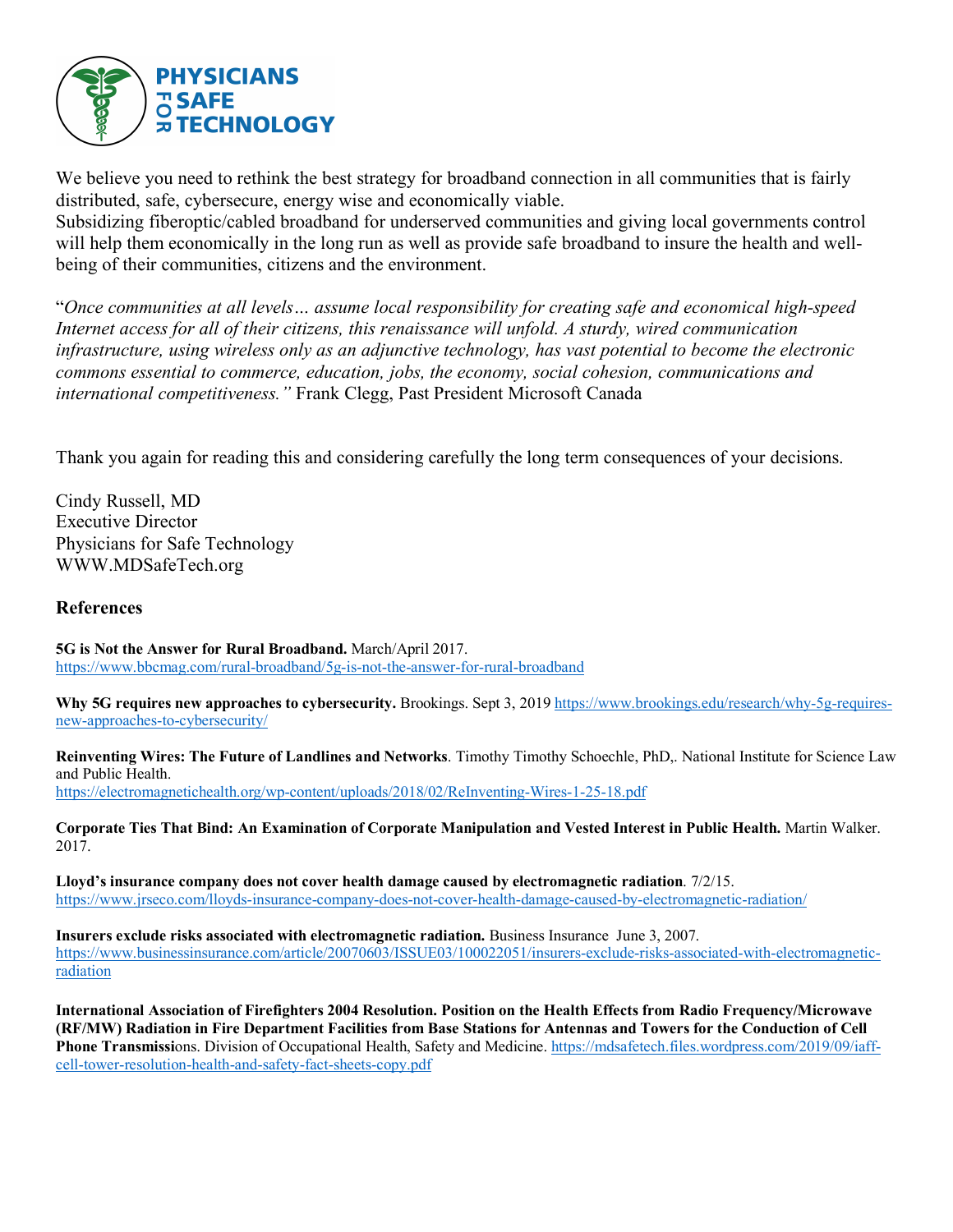We believe you need to rethink the best strategy for broadband connection in all communities that is fairly distributed, safe, cybersecure, energy wise and economically viable.
Subsidizing fiberoptic/cabled broadband for underserved communities and giving local governments control will help them economically in the long run as well as provide safe broadband to insure the health and well-being of their communities, citizens and the environment.

"*Once communities at all levels… assume local responsibility for creating safe and economical high-speed Internet access for all of their citizens, this renaissance will unfold. A sturdy, wired communication infrastructure, using wireless only as an adjunctive technology, has vast potential to become the electronic commons essential to commerce, education, jobs, the economy, social cohesion, communications and international competitiveness."* Frank Clegg, Past President Microsoft Canada

Thank you again for reading this and considering carefully the long term consequences of your decisions.

Cindy Russell, MD
Executive Director
Physicians for Safe Technology
WWW.MDSafeTech.org

## References

**5G is Not the Answer for Rural Broadband.** March/April 2017.
https://www.bbcmag.com/rural-broadband/5g-is-not-the-answer-for-rural-broadband

**Why 5G requires new approaches to cybersecurity.** Brookings. Sept 3, 2019 https://www.brookings.edu/research/why-5g-requires-new-approaches-to-cybersecurity/

**Reinventing Wires: The Future of Landlines and Networks**. Timothy Timothy Schoechle, PhD,. National Institute for Science Law and Public Health.
https://electromagnetichealth.org/wp-content/uploads/2018/02/ReInventing-Wires-1-25-18.pdf

**Corporate Ties That Bind: An Examination of Corporate Manipulation and Vested Interest in Public Health.** Martin Walker. 2017.

**Lloyd's insurance company does not cover health damage caused by electromagnetic radiation**. 7/2/15.
https://www.jrseco.com/lloyds-insurance-company-does-not-cover-health-damage-caused-by-electromagnetic-radiation/

**Insurers exclude risks associated with electromagnetic radiation.** Business Insurance June 3, 2007.
https://www.businessinsurance.com/article/20070603/ISSUE03/100022051/insurers-exclude-risks-associated-with-electromagnetic-radiation

**International Association of Firefighters 2004 Resolution. Position on the Health Effects from Radio Frequency/Microwave (RF/MW) Radiation in Fire Department Facilities from Base Stations for Antennas and Towers for the Conduction of Cell Phone Transmissi**ons. Division of Occupational Health, Safety and Medicine. https://mdsafetech.files.wordpress.com/2019/09/iaff-cell-tower-resolution-health-and-safety-fact-sheets-copy.pdf